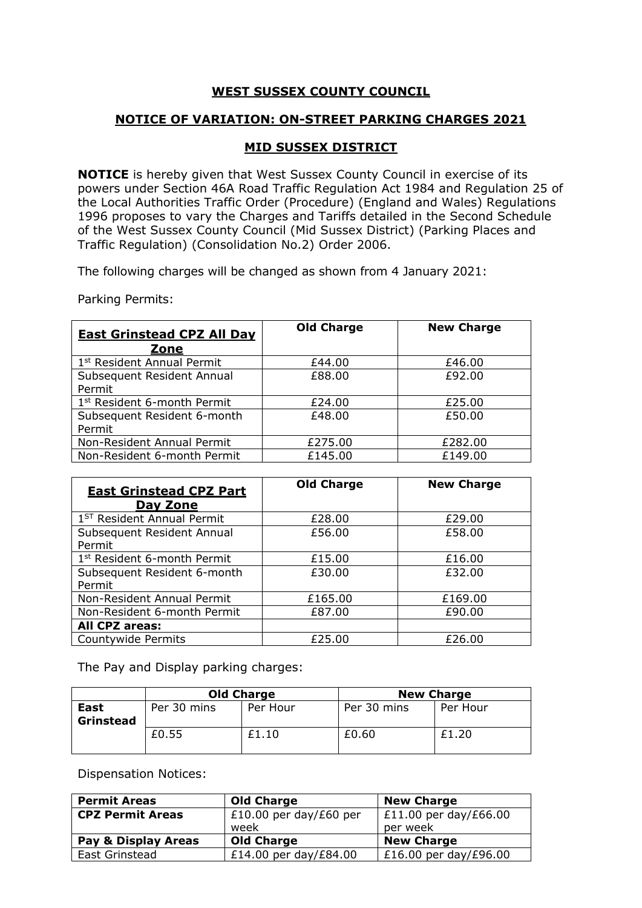# WEST SUSSEX COUNTY COUNCIL

## NOTICE OF VARIATION: ON-STREET PARKING CHARGES 2021

## MID SUSSEX DISTRICT

**NOTICE** is hereby given that West Sussex County Council in exercise of its powers under Section 46A Road Traffic Regulation Act 1984 and Regulation 25 of the Local Authorities Traffic Order (Procedure) (England and Wales) Regulations 1996 proposes to vary the Charges and Tariffs detailed in the Second Schedule of the West Sussex County Council (Mid Sussex District) (Parking Places and Traffic Regulation) (Consolidation No.2) Order 2006.

The following charges will be changed as shown from 4 January 2021:

Parking Permits:

| **East Grinstead CPZ All Day Zone** | **Old Charge** | **New Charge** |
|---|---|---|
| 1st Resident Annual Permit | £44.00 | £46.00 |
| Subsequent Resident Annual Permit | £88.00 | £92.00 |
| 1st Resident 6-month Permit | £24.00 | £25.00 |
| Subsequent Resident 6-month Permit | £48.00 | £50.00 |
| Non-Resident Annual Permit | £275.00 | £282.00 |
| Non-Resident 6-month Permit | £145.00 | £149.00 |

| **East Grinstead CPZ Part Day Zone** | **Old Charge** | **New Charge** |
|---|---|---|
| 1ST Resident Annual Permit | £28.00 | £29.00 |
| Subsequent Resident Annual Permit | £56.00 | £58.00 |
| 1st Resident 6-month Permit | £15.00 | £16.00 |
| Subsequent Resident 6-month Permit | £30.00 | £32.00 |
| Non-Resident Annual Permit | £165.00 | £169.00 |
| Non-Resident 6-month Permit | £87.00 | £90.00 |
| **All CPZ areas:** | | |
| Countywide Permits | £25.00 | £26.00 |

The Pay and Display parking charges:

| | **Old Charge** | | **New Charge** | |
|---|---|---|---|---|
| **East Grinstead** | Per 30 mins | Per Hour | Per 30 mins | Per Hour |
| | £0.55 | £1.10 | £0.60 | £1.20 |

Dispensation Notices:

| **Permit Areas** | **Old Charge** | **New Charge** |
|---|---|---|
| **CPZ Permit Areas** | £10.00 per day/£60 per week | £11.00 per day/£66.00 per week |
| **Pay & Display Areas** | **Old Charge** | **New Charge** |
| East Grinstead | £14.00 per day/£84.00 | £16.00 per day/£96.00 |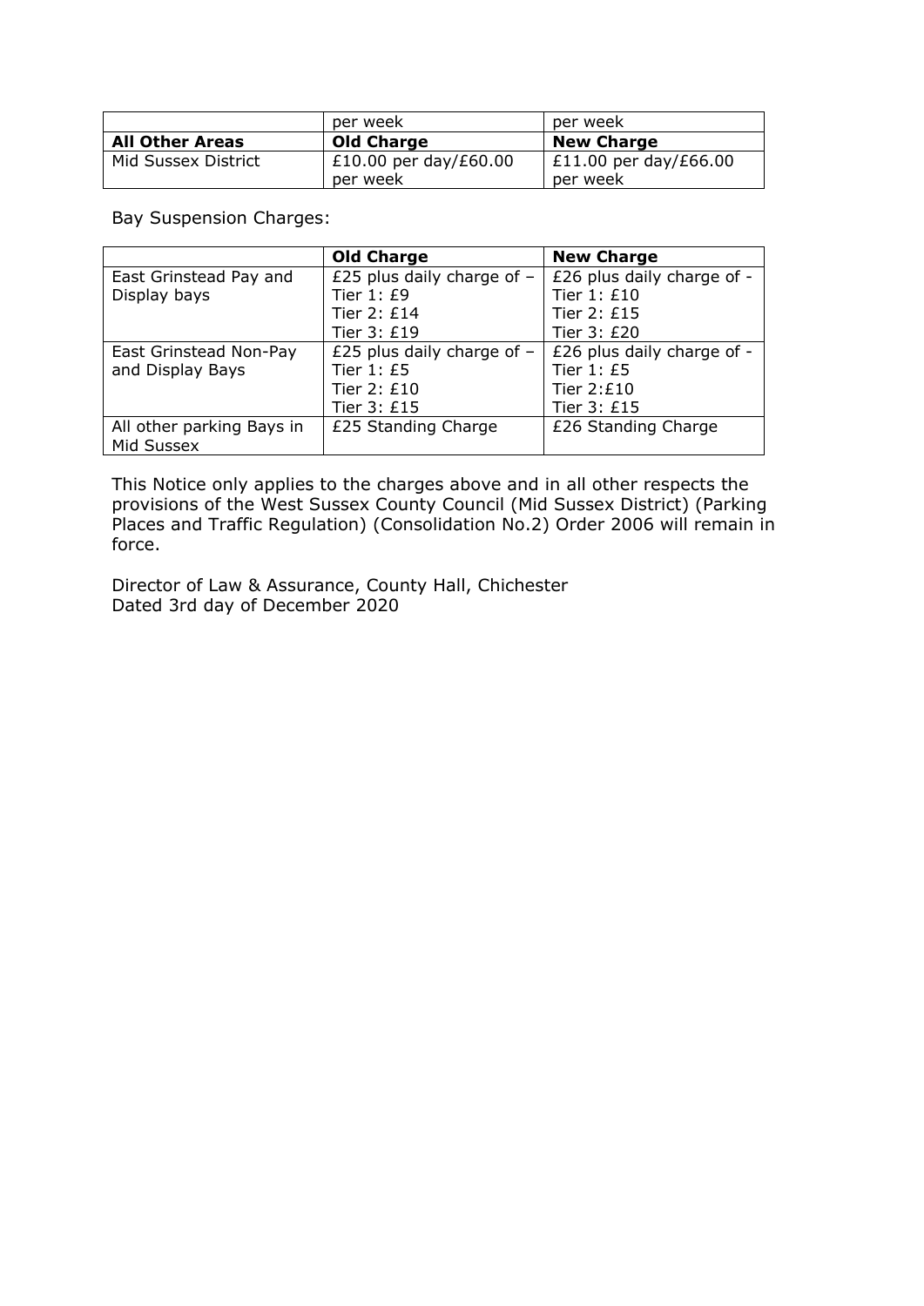| | per week | per week |
|---|---|---|
| **All Other Areas** | **Old Charge** | **New Charge** |
| Mid Sussex District | £10.00 per day/£60.00 per week | £11.00 per day/£66.00 per week |

Bay Suspension Charges:

| | **Old Charge** | **New Charge** |
|---|---|---|
| East Grinstead Pay and Display bays | £25 plus daily charge of – Tier 1: £9 Tier 2: £14 Tier 3: £19 | £26 plus daily charge of - Tier 1: £10 Tier 2: £15 Tier 3: £20 |
| East Grinstead Non-Pay and Display Bays | £25 plus daily charge of – Tier 1: £5 Tier 2: £10 Tier 3: £15 | £26 plus daily charge of - Tier 1: £5 Tier 2:£10 Tier 3: £15 |
| All other parking Bays in Mid Sussex | £25 Standing Charge | £26 Standing Charge |

This Notice only applies to the charges above and in all other respects the provisions of the West Sussex County Council (Mid Sussex District) (Parking Places and Traffic Regulation) (Consolidation No.2) Order 2006 will remain in force.

Director of Law & Assurance, County Hall, Chichester
Dated 3rd day of December 2020